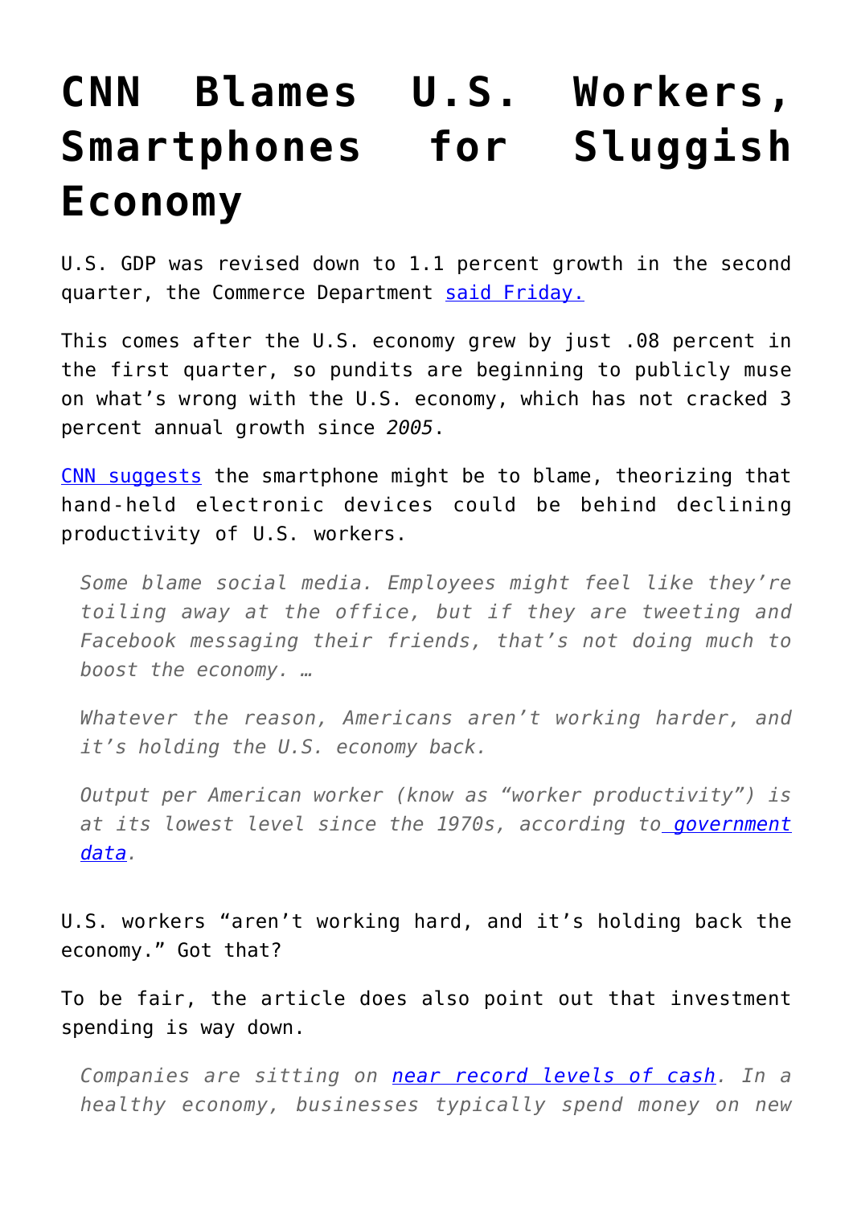# CNN Blames U.S. Workers, Smartphones for Sluggish Economy

U.S. GDP was revised down to 1.1 percent growth in the second quarter, the Commerce Department [said Friday.]

This comes after the U.S. economy grew by just .08 percent in the first quarter, so pundits are beginning to publicly muse on what's wrong with the U.S. economy, which has not cracked 3 percent annual growth since *2005*.

[CNN suggests] the smartphone might be to blame, theorizing that hand-held electronic devices could be behind declining productivity of U.S. workers.

> *Some blame social media. Employees might feel like they're toiling away at the office, but if they are tweeting and Facebook messaging their friends, that's not doing much to boost the economy. …*
>
> *Whatever the reason, Americans aren't working harder, and it's holding the U.S. economy back.*
>
> *Output per American worker (know as "worker productivity") is at its lowest level since the 1970s, according to [government data].*

U.S. workers "aren't working hard, and it's holding back the economy." Got that?

To be fair, the article does also point out that investment spending is way down.

> *Companies are sitting on [near record levels of cash]. In a healthy economy, businesses typically spend money on new*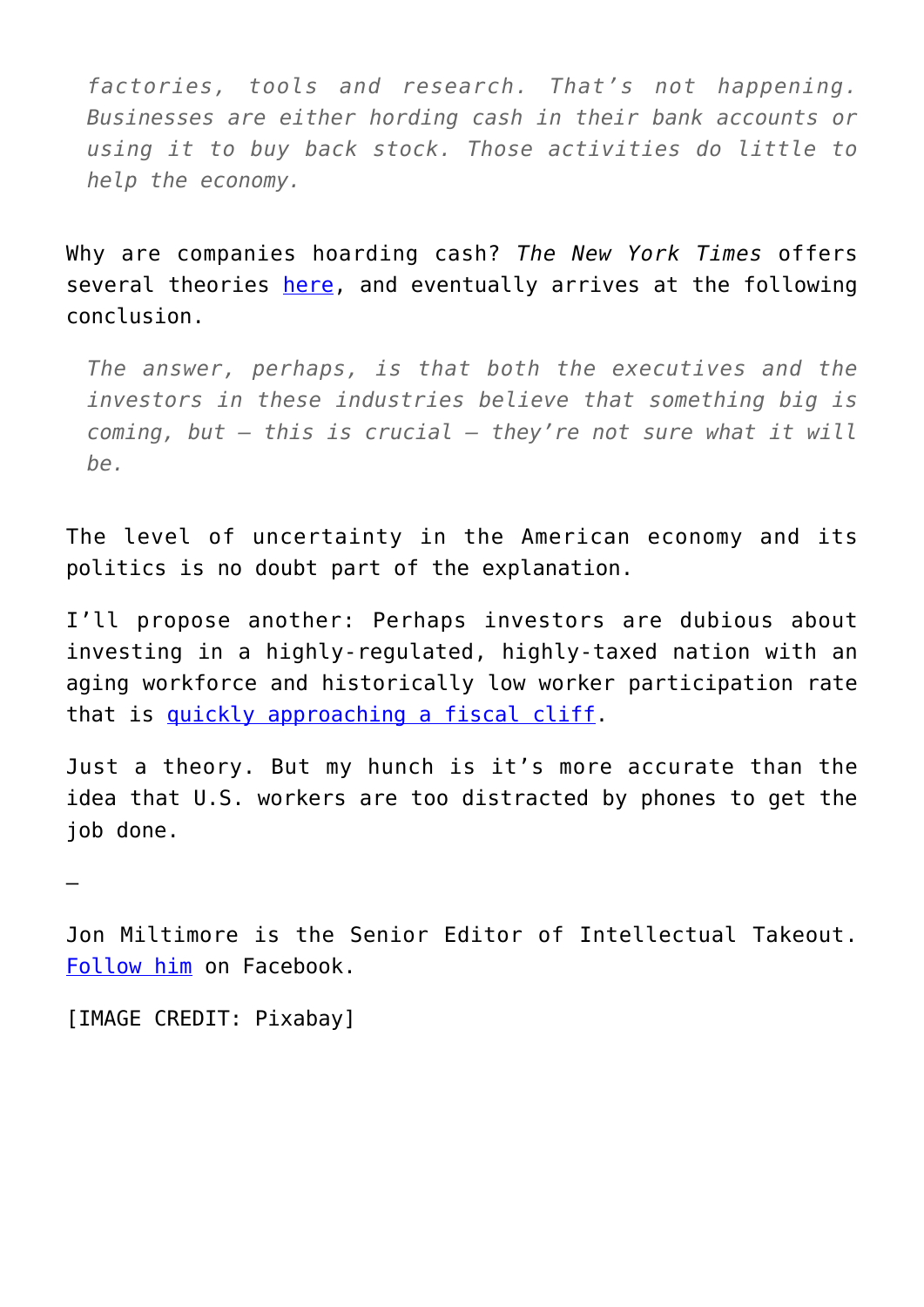> *factories, tools and research. That's not happening. Businesses are either hording cash in their bank accounts or using it to buy back stock. Those activities do little to help the economy.*

Why are companies hoarding cash? *The New York Times* offers several theories here, and eventually arrives at the following conclusion.

> *The answer, perhaps, is that both the executives and the investors in these industries believe that something big is coming, but — this is crucial — they're not sure what it will be.*

The level of uncertainty in the American economy and its politics is no doubt part of the explanation.

I'll propose another: Perhaps investors are dubious about investing in a highly-regulated, highly-taxed nation with an aging workforce and historically low worker participation rate that is quickly approaching a fiscal cliff.

Just a theory. But my hunch is it's more accurate than the idea that U.S. workers are too distracted by phones to get the job done.

—

Jon Miltimore is the Senior Editor of Intellectual Takeout. Follow him on Facebook.

[IMAGE CREDIT: Pixabay]